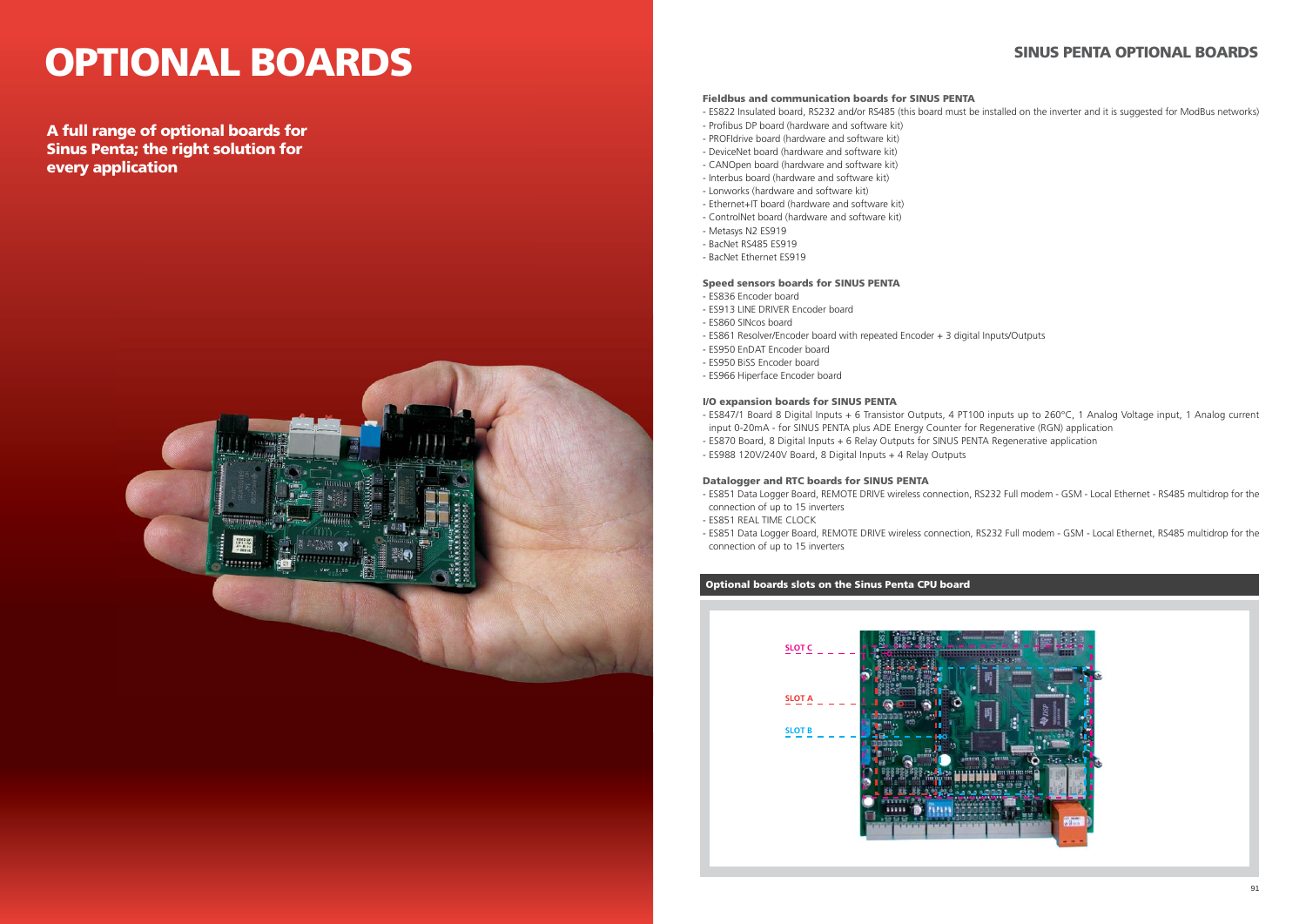# OPTIONAL BOARDS

**A full range of optional boards for Sinus Penta; the right solution for every application**

## SINUS PENTA OPTIONAL BOARDS

### Fieldbus and communication boards for SINUS PENTA

- ES822 Insulated board, RS232 and/or RS485 (this board must be installed on the inverter and it is suggested for ModBus networks)
- Profibus DP board (hardware and software kit)
- PROFIdrive board (hardware and software kit)
- DeviceNet board (hardware and software kit)
- CANOpen board (hardware and software kit)
- Interbus board (hardware and software kit)
- Lonworks (hardware and software kit)
- Ethernet+IT board (hardware and software kit)
- ControlNet board (hardware and software kit)
- Metasys N2 ES919
- BacNet RS485 ES919
- BacNet Ethernet ES919

### Speed sensors boards for SINUS PENTA

- ES836 Encoder board
- ES913 LINE DRIVER Encoder board
- ES860 SINcos board
- ES861 Resolver/Encoder board with repeated Encoder + 3 digital Inputs/Outputs
- ES950 EnDAT Encoder board
- ES950 BiSS Encoder board
- ES966 Hiperface Encoder board

### I/O expansion boards for SINUS PENTA

- ES847/1 Board 8 Digital Inputs + 6 Transistor Outputs, 4 PT100 inputs up to 260°C, 1 Analog Voltage input, 1 Analog current input 0-20mA - for SINUS PENTA plus ADE Energy Counter for Regenerative (RGN) application
- ES870 Board, 8 Digital Inputs + 6 Relay Outputs for SINUS PENTA Regenerative application
- ES988 120V/240V Board, 8 Digital Inputs + 4 Relay Outputs

### Datalogger and RTC boards for SINUS PENTA

- ES851 Data Logger Board, REMOTE DRIVE wireless connection, RS232 Full modem - GSM - Local Ethernet - RS485 multidrop for the connection of up to 15 inverters
- ES851 REAL TIME CLOCK
- ES851 Data Logger Board, REMOTE DRIVE wireless connection, RS232 Full modem - GSM - Local Ethernet, RS485 multidrop for the connection of up to 15 inverters

### Optional boards slots on the Sinus Penta CPU board

SLOT C

SLOT A

SLOT B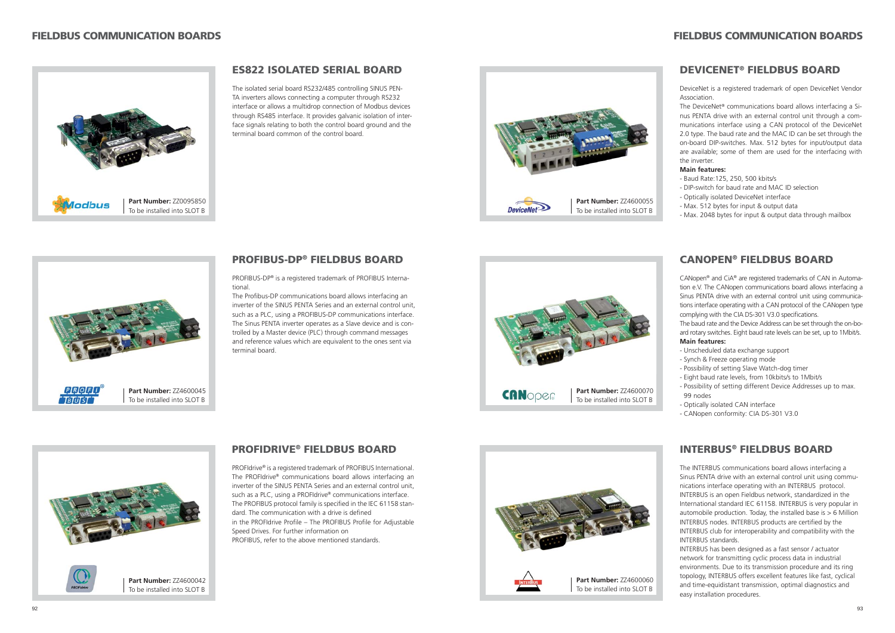# FIELDBUS COMMUNICATION BOARDS

## ES822 ISOLATED SERIAL BOARD

**Part Number:** ZZ0095850
To be installed into SLOT B

The isolated serial board RS232/485 controlling SINUS PENTA inverters allows connecting a computer through RS232 interface or allows a multidrop connection of Modbus devices through RS485 interface. It provides galvanic isolation of interface signals relating to both the control board ground and the terminal board common of the control board.

## PROFIBUS-DP® FIELDBUS BOARD

**Part Number:** ZZ4600045
To be installed into SLOT B

PROFIBUS-DP® is a registered trademark of PROFIBUS International.

The Profibus-DP communications board allows interfacing an inverter of the SINUS PENTA Series and an external control unit, such as a PLC, using a PROFIBUS-DP communications interface. The Sinus PENTA inverter operates as a Slave device and is controlled by a Master device (PLC) through command messages and reference values which are equivalent to the ones sent via terminal board.

## PROFIDRIVE® FIELDBUS BOARD

**Part Number:** ZZ4600042
To be installed into SLOT B

PROFIdrive® is a registered trademark of PROFIBUS International.
The PROFIdrive® communications board allows interfacing an inverter of the SINUS PENTA Series and an external control unit, such as a PLC, using a PROFIdrive® communications interface.
The PROFIBUS protocol family is specified in the IEC 61158 standard. The communication with a drive is defined in the PROFIdrive Profile – The PROFIBUS Profile for Adjustable Speed Drives. For further information on PROFIBUS, refer to the above mentioned standards.

## DEVICENET® FIELDBUS BOARD

**Part Number:** ZZ4600055
To be installed into SLOT B

DeviceNet is a registered trademark of open DeviceNet Vendor Association.
The DeviceNet® communications board allows interfacing a Sinus PENTA drive with an external control unit through a communications interface using a CAN protocol of the DeviceNet 2.0 type. The baud rate and the MAC ID can be set through the on-board DIP-switches. Max. 512 bytes for input/output data are available; some of them are used for the interfacing with the inverter.

**Main features:**

- Baud Rate:125, 250, 500 kbits/s
- DIP-switch for baud rate and MAC ID selection
- Optically isolated DeviceNet interface
- Max. 512 bytes for input & output data
- Max. 2048 bytes for input & output data through mailbox

## CANOPEN® FIELDBUS BOARD

**Part Number:** ZZ4600070
To be installed into SLOT B

CANopen® and CiA® are registered trademarks of CAN in Automation e.V. The CANopen communications board allows interfacing a Sinus PENTA drive with an external control unit using communications interface operating with a CAN protocol of the CANopen type complying with the CIA DS-301 V3.0 specifications.
The baud rate and the Device Address can be set through the on-board rotary switches. Eight baud rate levels can be set, up to 1Mbit/s.

**Main features:**

- Unscheduled data exchange support
- Synch & Freeze operating mode
- Possibility of setting Slave Watch-dog timer
- Eight baud rate levels, from 10kbits/s to 1Mbit/s
- Possibility of setting different Device Addresses up to max. 99 nodes
- Optically isolated CAN interface
- CANopen conformity: CIA DS-301 V3.0

## INTERBUS® FIELDBUS BOARD

**Part Number:** ZZ4600060
To be installed into SLOT B

The INTERBUS communications board allows interfacing a Sinus PENTA drive with an external control unit using communications interface operating with an INTERBUS protocol. INTERBUS is an open Fieldbus network, standardized in the International standard IEC 61158. INTERBUS is very popular in automobile production. Today, the installed base is > 6 Million INTERBUS nodes. INTERBUS products are certified by the INTERBUS club for interoperability and compatibility with the INTERBUS standards.
INTERBUS has been designed as a fast sensor / actuator network for transmitting cyclic process data in industrial environments. Due to its transmission procedure and its ring topology, INTERBUS offers excellent features like fast, cyclical and time-equidistant transmission, optimal diagnostics and easy installation procedures.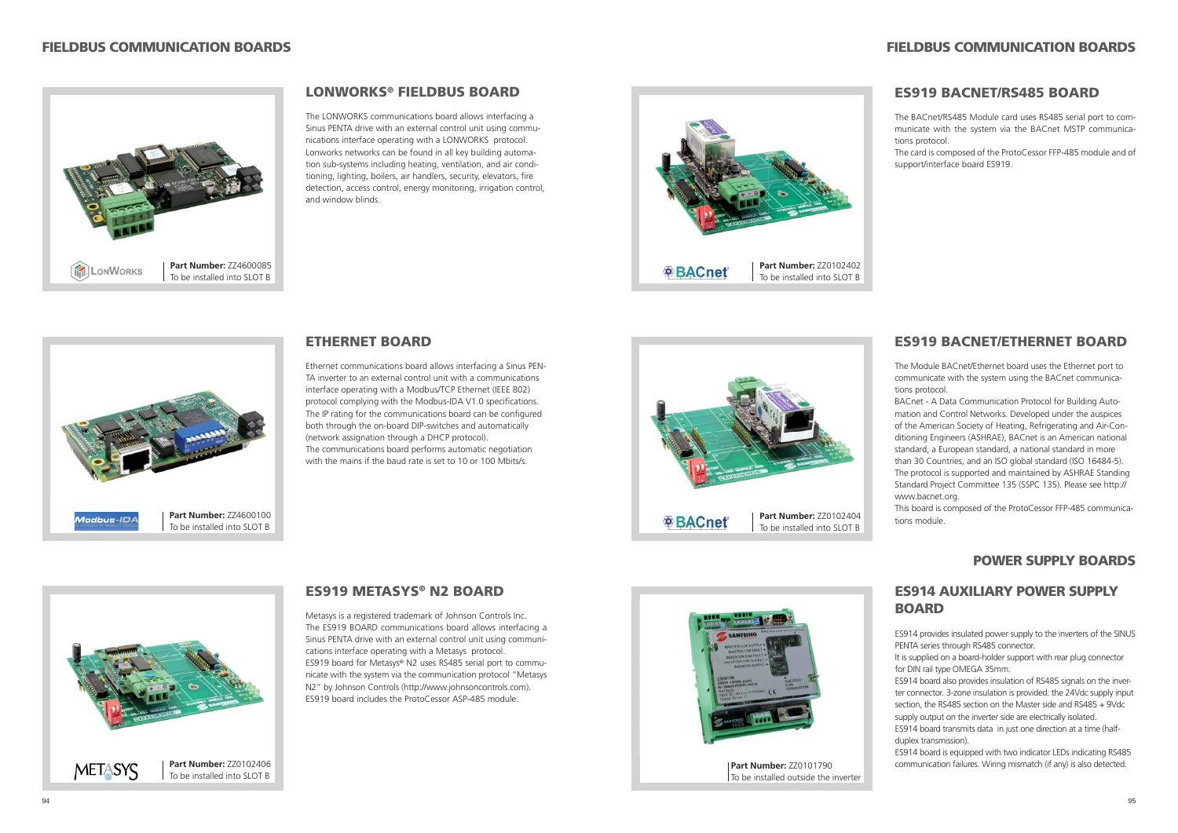## FIELDBUS COMMUNICATION BOARDS

### LONWORKS® FIELDBUS BOARD

The LONWORKS communications board allows interfacing a Sinus PENTA drive with an external control unit using communications interface operating with a LONWORKS protocol. Lonworks networks can be found in all key building automation sub-systems including heating, ventilation, and air conditioning, lighting, boilers, air handlers, security, elevators, fire detection, access control, energy monitoring, irrigation control, and window blinds.

LONWORKS

**Part Number:** ZZ4600085
To be installed into SLOT B

### ETHERNET BOARD

Ethernet communications board allows interfacing a Sinus PENTA inverter to an external control unit with a communications interface operating with a Modbus/TCP Ethernet (IEEE 802) protocol complying with the Modbus-IDA V1.0 specifications. The IP rating for the communications board can be configured both through the on-board DIP-switches and automatically (network assignation through a DHCP protocol).
The communications board performs automatic negotiation with the mains if the baud rate is set to 10 or 100 Mbits/s.

Modbus-IDA

**Part Number:** ZZ4600100
To be installed into SLOT B

### ES919 METASYS® N2 BOARD

Metasys is a registered trademark of Johnson Controls Inc.
The ES919 BOARD communications board allows interfacing a Sinus PENTA drive with an external control unit using communications interface operating with a Metasys protocol.
ES919 board for Metasys® N2 uses RS485 serial port to communicate with the system via the communication protocol "Metasys N2" by Johnson Controls (http://www.johnsoncontrols.com).
ES919 board includes the ProtoCessor ASP-485 module.

METASYS

**Part Number:** ZZ0102406
To be installed into SLOT B

### ES919 BACNET/RS485 BOARD

The BACnet/RS485 Module card uses RS485 serial port to communicate with the system via the BACnet MSTP communications protocol.
The card is composed of the ProtoCessor FFP-485 module and of support/interface board ES919.

BACnet

**Part Number:** ZZ0102402
To be installed into SLOT B

### ES919 BACNET/ETHERNET BOARD

The Module BACnet/Ethernet board uses the Ethernet port to communicate with the system using the BACnet communications protocol.
BACnet - A Data Communication Protocol for Building Automation and Control Networks. Developed under the auspices of the American Society of Heating, Refrigerating and Air-Conditioning Engineers (ASHRAE), BACnet is an American national standard, a European standard, a national standard in more than 30 Countries, and an ISO global standard (ISO 16484-5). The protocol is supported and maintained by ASHRAE Standing Standard Project Committee 135 (SSPC 135). Please see http://www.bacnet.org.
This board is composed of the ProtoCessor FFP-485 communications module.

BACnet

**Part Number:** ZZ0102404
To be installed into SLOT B

## POWER SUPPLY BOARDS

### ES914 AUXILIARY POWER SUPPLY BOARD

ES914 provides insulated power supply to the inverters of the SINUS PENTA series through RS485 connector.
It is supplied on a board-holder support with rear plug connector for DIN rail type OMEGA 35mm.
ES914 board also provides insulation of RS485 signals on the inverter connector. 3-zone insulation is provided: the 24Vdc supply input section, the RS485 section on the Master side and RS485 + 9Vdc supply output on the inverter side are electrically isolated.
ES914 board transmits data in just one direction at a time (half-duplex transmission).
ES914 board is equipped with two indicator LEDs indicating RS485 communication failures. Wiring mismatch (if any) is also detected.

**Part Number:** ZZ0101790
To be installed outside the inverter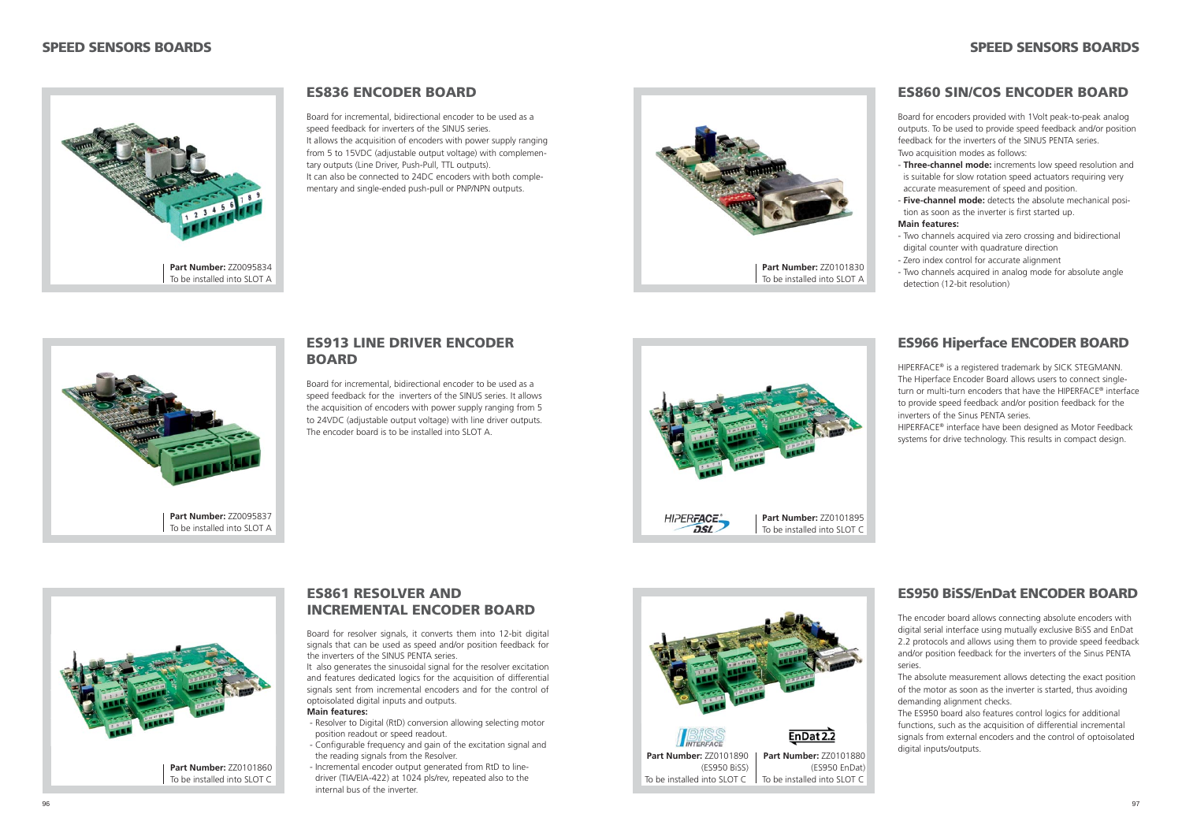## ES836 ENCODER BOARD

Board for incremental, bidirectional encoder to be used as a speed feedback for inverters of the SINUS series.
It allows the acquisition of encoders with power supply ranging from 5 to 15VDC (adjustable output voltage) with complementary outputs (Line Driver, Push-Pull, TTL outputs).
It can also be connected to 24DC encoders with both complementary and single-ended push-pull or PNP/NPN outputs.

**Part Number:** ZZ0095834
To be installed into SLOT A

## ES913 LINE DRIVER ENCODER BOARD

Board for incremental, bidirectional encoder to be used as a speed feedback for the inverters of the SINUS series. It allows the acquisition of encoders with power supply ranging from 5 to 24VDC (adjustable output voltage) with line driver outputs. The encoder board is to be installed into SLOT A.

**Part Number:** ZZ0095837
To be installed into SLOT A

## ES861 RESOLVER AND INCREMENTAL ENCODER BOARD

Board for resolver signals, it converts them into 12-bit digital signals that can be used as speed and/or position feedback for the inverters of the SINUS PENTA series.
It also generates the sinusoidal signal for the resolver excitation and features dedicated logics for the acquisition of differential signals sent from incremental encoders and for the control of optoisolated digital inputs and outputs.

**Main features:**

- Resolver to Digital (RtD) conversion allowing selecting motor position readout or speed readout.
- Configurable frequency and gain of the excitation signal and the reading signals from the Resolver.
- Incremental encoder output generated from RtD to line-driver (TIA/EIA-422) at 1024 pls/rev, repeated also to the internal bus of the inverter.

**Part Number:** ZZ0101860
To be installed into SLOT C

## ES860 SIN/COS ENCODER BOARD

Board for encoders provided with 1Volt peak-to-peak analog outputs. To be used to provide speed feedback and/or position feedback for the inverters of the SINUS PENTA series.
Two acquisition modes as follows:

- **Three-channel mode:** increments low speed resolution and is suitable for slow rotation speed actuators requiring very accurate measurement of speed and position.
- **Five-channel mode:** detects the absolute mechanical position as soon as the inverter is first started up.

**Main features:**

- Two channels acquired via zero crossing and bidirectional digital counter with quadrature direction
- Zero index control for accurate alignment
- Two channels acquired in analog mode for absolute angle detection (12-bit resolution)

**Part Number:** ZZ0101830
To be installed into SLOT A

## ES966 Hiperface ENCODER BOARD

HIPERFACE® is a registered trademark by SICK STEGMANN.
The Hiperface Encoder Board allows users to connect single-turn or multi-turn encoders that have the HIPERFACE® interface to provide speed feedback and/or position feedback for the inverters of the Sinus PENTA series.
HIPERFACE® interface have been designed as Motor Feedback systems for drive technology. This results in compact design.

**Part Number:** ZZ0101895
To be installed into SLOT C

## ES950 BiSS/EnDat ENCODER BOARD

The encoder board allows connecting absolute encoders with digital serial interface using mutually exclusive BiSS and EnDat 2.2 protocols and allows using them to provide speed feedback and/or position feedback for the inverters of the Sinus PENTA series.
The absolute measurement allows detecting the exact position of the motor as soon as the inverter is started, thus avoiding demanding alignment checks.
The ES950 board also features control logics for additional functions, such as the acquisition of differential incremental signals from external encoders and the control of optoisolated digital inputs/outputs.

**Part Number:** ZZ0101890 (ES950 BiSS)
To be installed into SLOT C

**Part Number:** ZZ0101880 (ES950 EnDat)
To be installed into SLOT C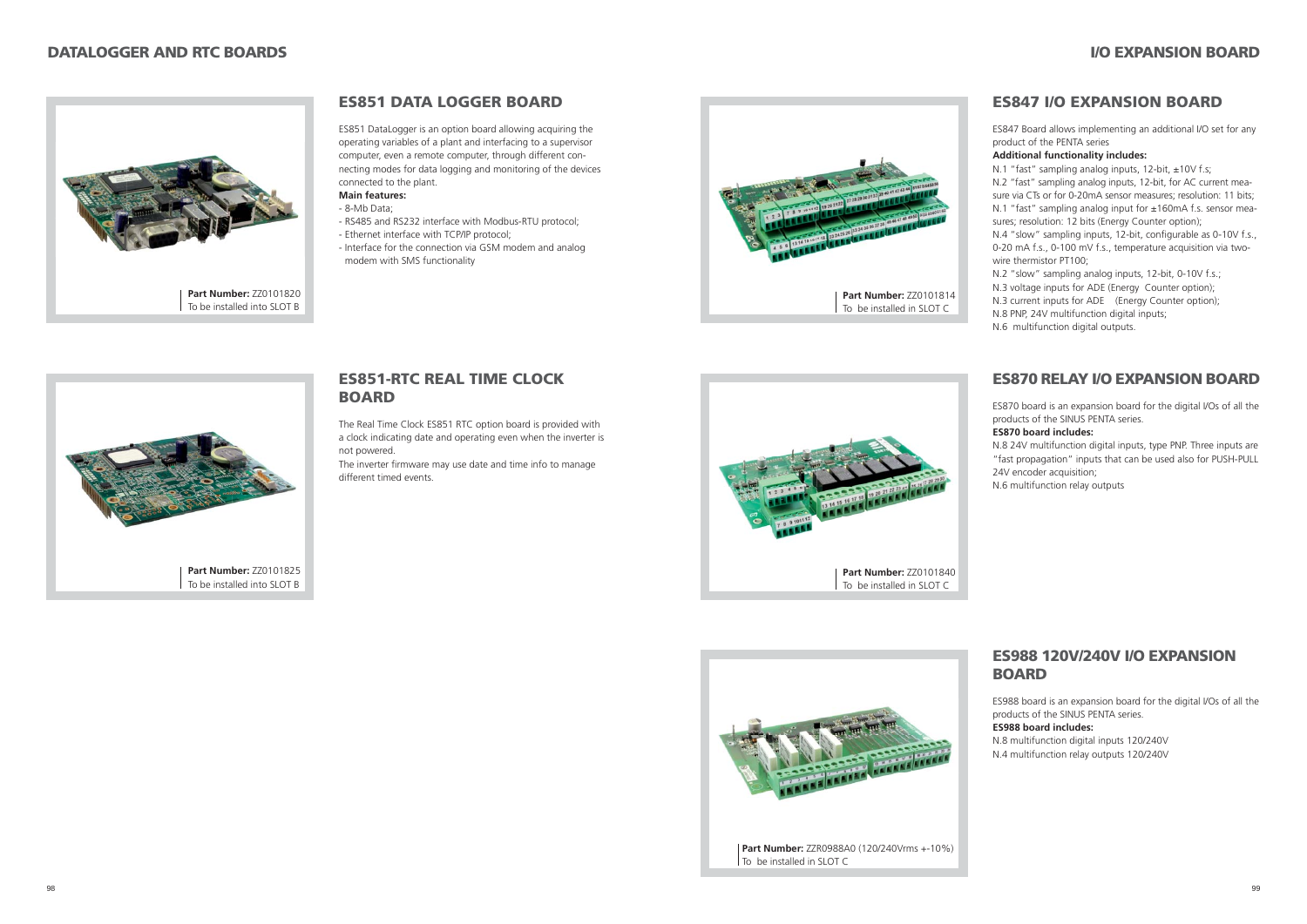## DATALOGGER AND RTC BOARDS

### ES851 DATA LOGGER BOARD

ES851 DataLogger is an option board allowing acquiring the operating variables of a plant and interfacing to a supervisor computer, even a remote computer, through different connecting modes for data logging and monitoring of the devices connected to the plant.

**Main features:**

- 8-Mb Data;
- RS485 and RS232 interface with Modbus-RTU protocol;
- Ethernet interface with TCP/IP protocol;
- Interface for the connection via GSM modem and analog modem with SMS functionality

**Part Number:** ZZ0101820
To be installed into SLOT B

### ES851-RTC REAL TIME CLOCK BOARD

The Real Time Clock ES851 RTC option board is provided with a clock indicating date and operating even when the inverter is not powered.

The inverter firmware may use date and time info to manage different timed events.

**Part Number:** ZZ0101825
To be installed into SLOT B

## I/O EXPANSION BOARD

### ES847 I/O EXPANSION BOARD

ES847 Board allows implementing an additional I/O set for any product of the PENTA series

**Additional functionality includes:**

N.1 "fast" sampling analog inputs, 12-bit, ±10V f.s;
N.2 "fast" sampling analog inputs, 12-bit, for AC current measure via CTs or for 0-20mA sensor measures; resolution: 11 bits;
N.1 "fast" sampling analog input for ±160mA f.s. sensor measures; resolution: 12 bits (Energy Counter option);
N.4 "slow" sampling inputs, 12-bit, configurable as 0-10V f.s., 0-20 mA f.s., 0-100 mV f.s., temperature acquisition via two-wire thermistor PT100;
N.2 "slow" sampling analog inputs, 12-bit, 0-10V f.s.;
N.3 voltage inputs for ADE (Energy Counter option);
N.3 current inputs for ADE (Energy Counter option);
N.8 PNP, 24V multifunction digital inputs;
N.6 multifunction digital outputs.

**Part Number:** ZZ0101814
To be installed in SLOT C

### ES870 RELAY I/O EXPANSION BOARD

ES870 board is an expansion board for the digital I/Os of all the products of the SINUS PENTA series.

**ES870 board includes:**

N.8 24V multifunction digital inputs, type PNP. Three inputs are "fast propagation" inputs that can be used also for PUSH-PULL 24V encoder acquisition;
N.6 multifunction relay outputs

**Part Number:** ZZ0101840
To be installed in SLOT C

### ES988 120V/240V I/O EXPANSION BOARD

ES988 board is an expansion board for the digital I/Os of all the products of the SINUS PENTA series.

**ES988 board includes:**

N.8 multifunction digital inputs 120/240V
N.4 multifunction relay outputs 120/240V

**Part Number:** ZZR0988A0 (120/240Vrms +-10%)
To be installed in SLOT C